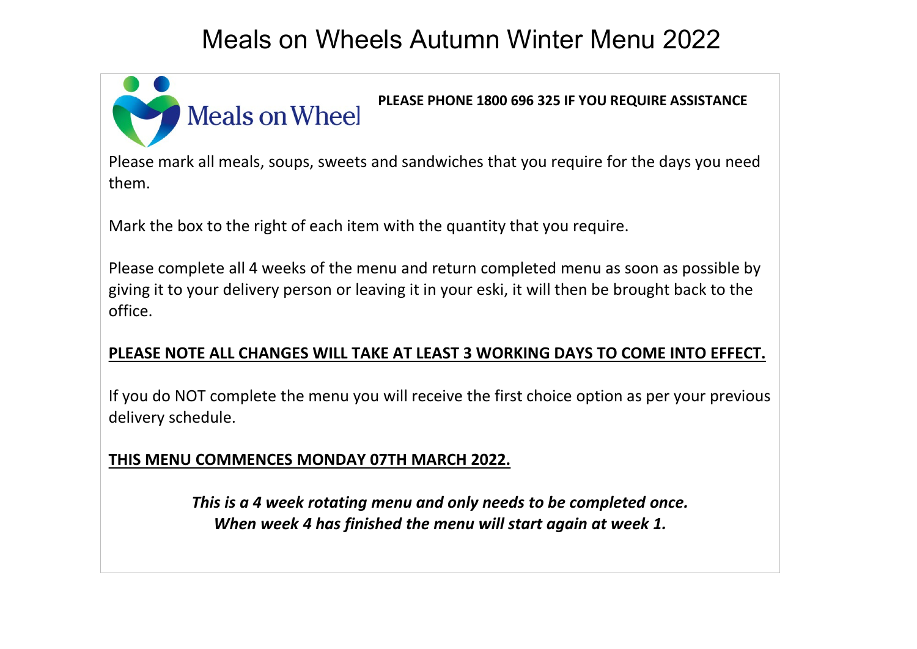# Meals on Wheels Autumn Winter Menu 2022

Meals on Wheel

**PLEASE PHONE 1800 696 325 IF YOU REQUIRE ASSISTANCE**

Please mark all meals, soups, sweets and sandwiches that you require for the days you need them.

Mark the box to the right of each item with the quantity that you require.

Please complete all 4 weeks of the menu and return completed menu as soon as possible by giving it to your delivery person or leaving it in your eski, it will then be brought back to the office.

**PLEASE NOTE ALL CHANGES WILL TAKE AT LEAST 3 WORKING DAYS TO COME INTO EFFECT.**

If you do NOT complete the menu you will receive the first choice option as per your previous delivery schedule.

**THIS MENU COMMENCES MONDAY 07TH MARCH 2022.**

***This is a 4 week rotating menu and only needs to be completed once.***
***When week 4 has finished the menu will start again at week 1.***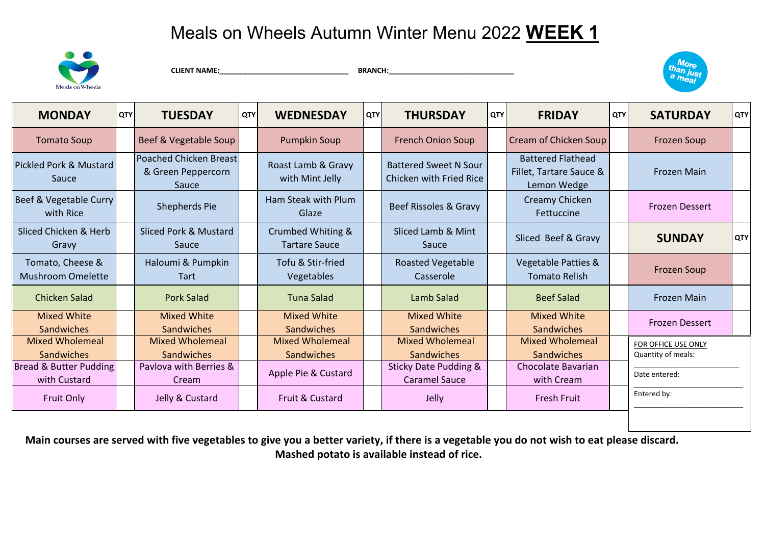# Meals on Wheels Autumn Winter Menu 2022 **WEEK 1**

**CLIENT NAME:**_______________________________ **BRANCH:**______________________________

| MONDAY | QTY | TUESDAY | QTY | WEDNESDAY | QTY | THURSDAY | QTY | FRIDAY | QTY | SATURDAY | QTY |
|---|---|---|---|---|---|---|---|---|---|---|---|
| Tomato Soup | | Beef & Vegetable Soup | | Pumpkin Soup | | French Onion Soup | | Cream of Chicken Soup | | Frozen Soup | |
| Pickled Pork & Mustard Sauce | | Poached Chicken Breast & Green Peppercorn Sauce | | Roast Lamb & Gravy with Mint Jelly | | Battered Sweet N Sour Chicken with Fried Rice | | Battered Flathead Fillet, Tartare Sauce & Lemon Wedge | | Frozen Main | |
| Beef & Vegetable Curry with Rice | | Shepherds Pie | | Ham Steak with Plum Glaze | | Beef Rissoles & Gravy | | Creamy Chicken Fettuccine | | Frozen Dessert | |
| Sliced Chicken & Herb Gravy | | Sliced Pork & Mustard Sauce | | Crumbed Whiting & Tartare Sauce | | Sliced Lamb & Mint Sauce | | Sliced Beef & Gravy | | **SUNDAY** | **QTY** |
| Tomato, Cheese & Mushroom Omelette | | Haloumi & Pumpkin Tart | | Tofu & Stir-fried Vegetables | | Roasted Vegetable Casserole | | Vegetable Patties & Tomato Relish | | Frozen Soup | |
| Chicken Salad | | Pork Salad | | Tuna Salad | | Lamb Salad | | Beef Salad | | Frozen Main | |
| Mixed White Sandwiches | | Mixed White Sandwiches | | Mixed White Sandwiches | | Mixed White Sandwiches | | Mixed White Sandwiches | | Frozen Dessert | |
| Mixed Wholemeal Sandwiches | | Mixed Wholemeal Sandwiches | | Mixed Wholemeal Sandwiches | | Mixed Wholemeal Sandwiches | | Mixed Wholemeal Sandwiches | | | |
| Bread & Butter Pudding with Custard | | Pavlova with Berries & Cream | | Apple Pie & Custard | | Sticky Date Pudding & Caramel Sauce | | Chocolate Bavarian with Cream | | | |
| Fruit Only | | Jelly & Custard | | Fruit & Custard | | Jelly | | Fresh Fruit | | | |

FOR OFFICE USE ONLY

Quantity of meals: ________________________

Date entered: ________________________

Entered by: ________________________

**Main courses are served with five vegetables to give you a better variety, if there is a vegetable you do not wish to eat please discard.**

**Mashed potato is available instead of rice.**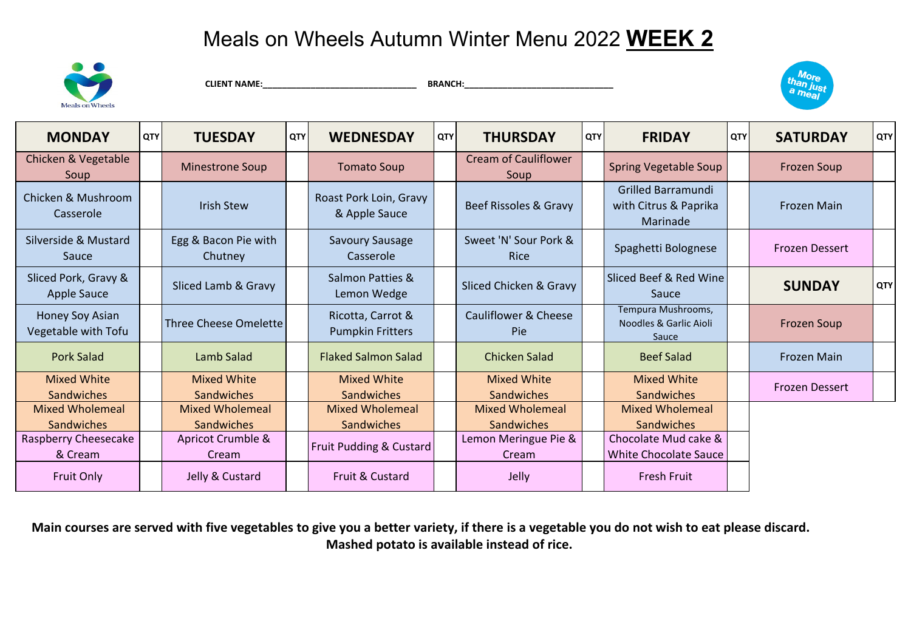# Meals on Wheels Autumn Winter Menu 2022 **WEEK 2**

**CLIENT NAME:**_______________________________ **BRANCH:**_______________________________

| MONDAY | QTY | TUESDAY | QTY | WEDNESDAY | QTY | THURSDAY | QTY | FRIDAY | QTY | SATURDAY | QTY |
|---|---|---|---|---|---|---|---|---|---|---|---|
| Chicken & Vegetable Soup | | Minestrone Soup | | Tomato Soup | | Cream of Cauliflower Soup | | Spring Vegetable Soup | | Frozen Soup | |
| Chicken & Mushroom Casserole | | Irish Stew | | Roast Pork Loin, Gravy & Apple Sauce | | Beef Rissoles & Gravy | | Grilled Barramundi with Citrus & Paprika Marinade | | Frozen Main | |
| Silverside & Mustard Sauce | | Egg & Bacon Pie with Chutney | | Savoury Sausage Casserole | | Sweet 'N' Sour Pork & Rice | | Spaghetti Bolognese | | Frozen Dessert | |
| Sliced Pork, Gravy & Apple Sauce | | Sliced Lamb & Gravy | | Salmon Patties & Lemon Wedge | | Sliced Chicken & Gravy | | Sliced Beef & Red Wine Sauce | | **SUNDAY** | **QTY** |
| Honey Soy Asian Vegetable with Tofu | | Three Cheese Omelette | | Ricotta, Carrot & Pumpkin Fritters | | Cauliflower & Cheese Pie | | Tempura Mushrooms, Noodles & Garlic Aioli Sauce | | Frozen Soup | |
| Pork Salad | | Lamb Salad | | Flaked Salmon Salad | | Chicken Salad | | Beef Salad | | Frozen Main | |
| Mixed White Sandwiches | | Mixed White Sandwiches | | Mixed White Sandwiches | | Mixed White Sandwiches | | Mixed White Sandwiches | | Frozen Dessert | |
| Mixed Wholemeal Sandwiches | | Mixed Wholemeal Sandwiches | | Mixed Wholemeal Sandwiches | | Mixed Wholemeal Sandwiches | | Mixed Wholemeal Sandwiches | | | |
| Raspberry Cheesecake & Cream | | Apricot Crumble & Cream | | Fruit Pudding & Custard | | Lemon Meringue Pie & Cream | | Chocolate Mud cake & White Chocolate Sauce | | | |
| Fruit Only | | Jelly & Custard | | Fruit & Custard | | Jelly | | Fresh Fruit | | | |

**Main courses are served with five vegetables to give you a better variety, if there is a vegetable you do not wish to eat please discard. Mashed potato is available instead of rice.**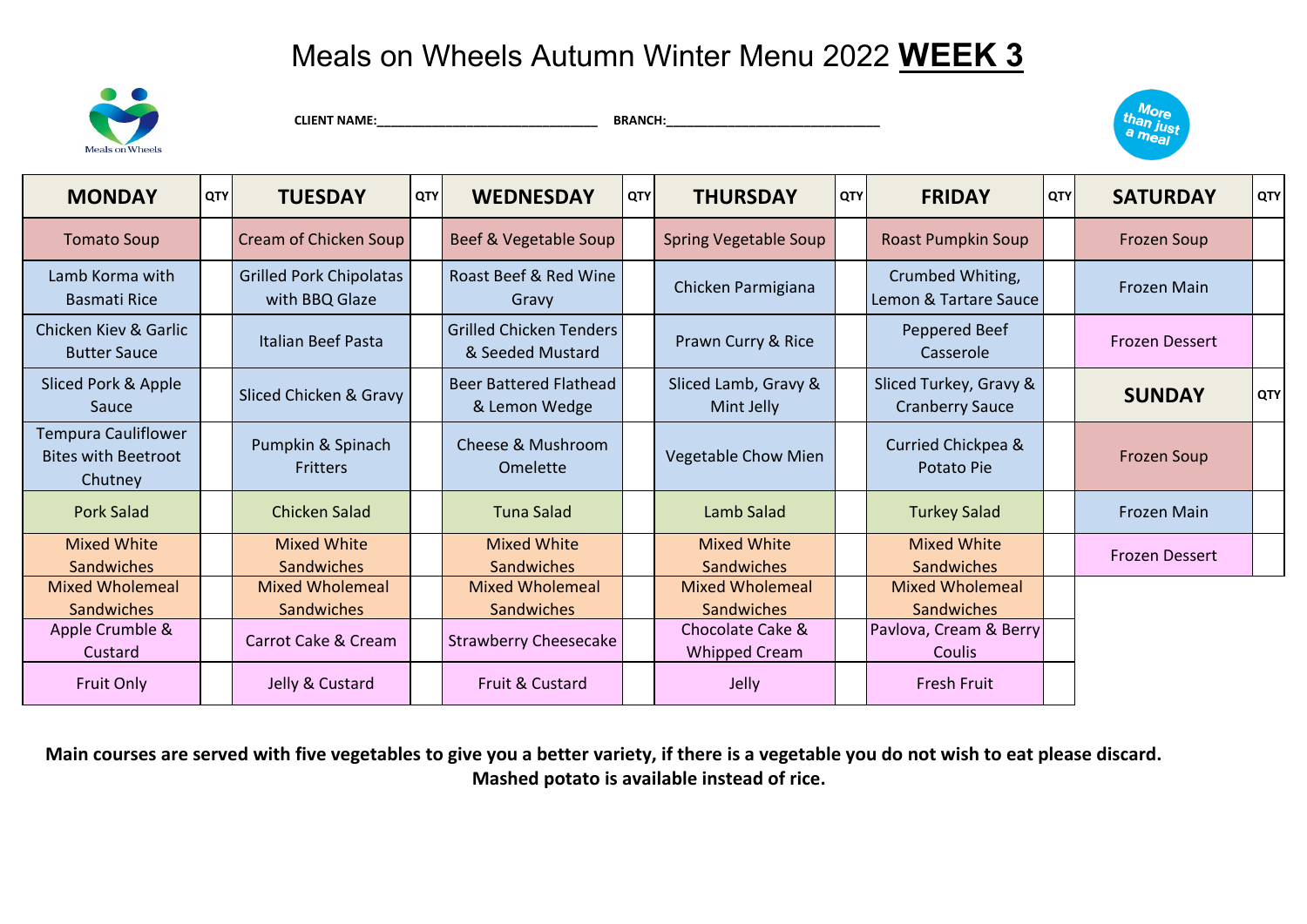# Meals on Wheels Autumn Winter Menu 2022 **WEEK 3**

**CLIENT NAME:**_______________________________ **BRANCH:**______________________________

| MONDAY | QTY | TUESDAY | QTY | WEDNESDAY | QTY | THURSDAY | QTY | FRIDAY | QTY | SATURDAY | QTY |
|---|---|---|---|---|---|---|---|---|---|---|---|
| Tomato Soup | | Cream of Chicken Soup | | Beef & Vegetable Soup | | Spring Vegetable Soup | | Roast Pumpkin Soup | | Frozen Soup | |
| Lamb Korma with Basmati Rice | | Grilled Pork Chipolatas with BBQ Glaze | | Roast Beef & Red Wine Gravy | | Chicken Parmigiana | | Crumbed Whiting, Lemon & Tartare Sauce | | Frozen Main | |
| Chicken Kiev & Garlic Butter Sauce | | Italian Beef Pasta | | Grilled Chicken Tenders & Seeded Mustard | | Prawn Curry & Rice | | Peppered Beef Casserole | | Frozen Dessert | |
| Sliced Pork & Apple Sauce | | Sliced Chicken & Gravy | | Beer Battered Flathead & Lemon Wedge | | Sliced Lamb, Gravy & Mint Jelly | | Sliced Turkey, Gravy & Cranberry Sauce | | **SUNDAY** | **QTY** |
| Tempura Cauliflower Bites with Beetroot Chutney | | Pumpkin & Spinach Fritters | | Cheese & Mushroom Omelette | | Vegetable Chow Mien | | Curried Chickpea & Potato Pie | | Frozen Soup | |
| Pork Salad | | Chicken Salad | | Tuna Salad | | Lamb Salad | | Turkey Salad | | Frozen Main | |
| Mixed White Sandwiches | | Mixed White Sandwiches | | Mixed White Sandwiches | | Mixed White Sandwiches | | Mixed White Sandwiches | | Frozen Dessert | |
| Mixed Wholemeal Sandwiches | | Mixed Wholemeal Sandwiches | | Mixed Wholemeal Sandwiches | | Mixed Wholemeal Sandwiches | | Mixed Wholemeal Sandwiches | | | |
| Apple Crumble & Custard | | Carrot Cake & Cream | | Strawberry Cheesecake | | Chocolate Cake & Whipped Cream | | Pavlova, Cream & Berry Coulis | | | |
| Fruit Only | | Jelly & Custard | | Fruit & Custard | | Jelly | | Fresh Fruit | | | |

**Main courses are served with five vegetables to give you a better variety, if there is a vegetable you do not wish to eat please discard.**
**Mashed potato is available instead of rice.**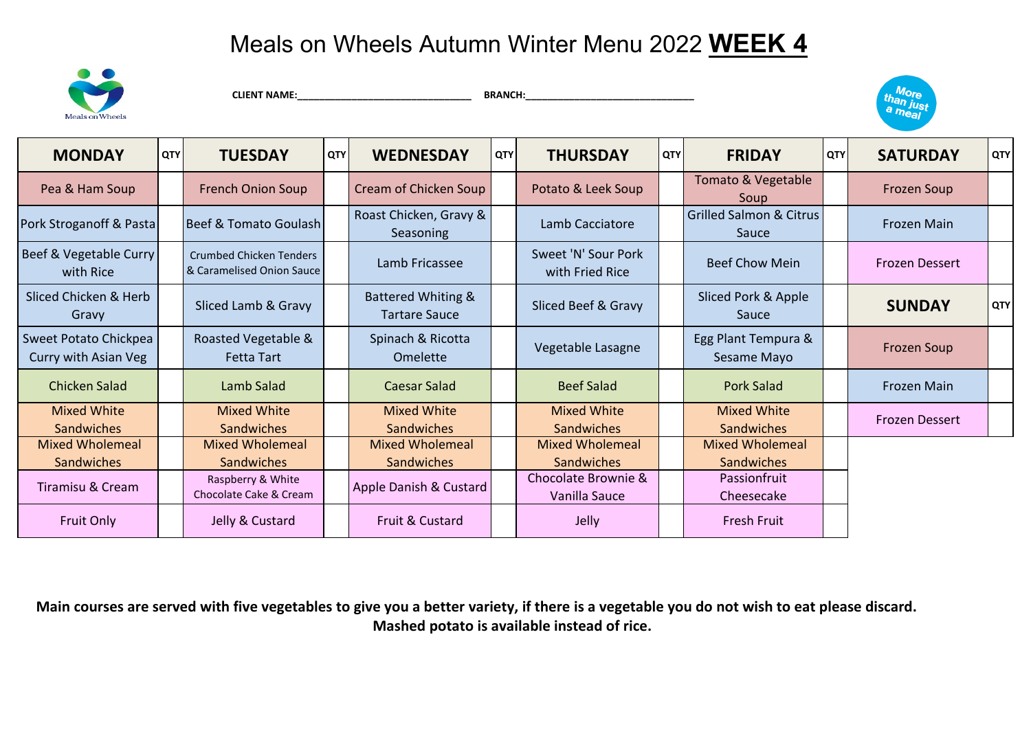# Meals on Wheels Autumn Winter Menu 2022 **WEEK 4**

Meals on Wheels

**CLIENT NAME:\_\_\_\_\_\_\_\_\_\_\_\_\_\_\_\_\_\_\_\_\_\_\_\_\_\_\_\_\_\_\_\_ BRANCH:\_\_\_\_\_\_\_\_\_\_\_\_\_\_\_\_\_\_\_\_\_\_\_\_\_\_\_\_\_\_\_**

More than just a meal

| MONDAY | QTY | TUESDAY | QTY | WEDNESDAY | QTY | THURSDAY | QTY | FRIDAY | QTY | SATURDAY | QTY |
|---|---|---|---|---|---|---|---|---|---|---|---|
| Pea & Ham Soup | | French Onion Soup | | Cream of Chicken Soup | | Potato & Leek Soup | | Tomato & Vegetable Soup | | Frozen Soup | |
| Pork Stroganoff & Pasta | | Beef & Tomato Goulash | | Roast Chicken, Gravy & Seasoning | | Lamb Cacciatore | | Grilled Salmon & Citrus Sauce | | Frozen Main | |
| Beef & Vegetable Curry with Rice | | Crumbed Chicken Tenders & Caramelised Onion Sauce | | Lamb Fricassee | | Sweet 'N' Sour Pork with Fried Rice | | Beef Chow Mein | | Frozen Dessert | |
| Sliced Chicken & Herb Gravy | | Sliced Lamb & Gravy | | Battered Whiting & Tartare Sauce | | Sliced Beef & Gravy | | Sliced Pork & Apple Sauce | | **SUNDAY** | **QTY** |
| Sweet Potato Chickpea Curry with Asian Veg | | Roasted Vegetable & Fetta Tart | | Spinach & Ricotta Omelette | | Vegetable Lasagne | | Egg Plant Tempura & Sesame Mayo | | Frozen Soup | |
| Chicken Salad | | Lamb Salad | | Caesar Salad | | Beef Salad | | Pork Salad | | Frozen Main | |
| Mixed White Sandwiches | | Mixed White Sandwiches | | Mixed White Sandwiches | | Mixed White Sandwiches | | Mixed White Sandwiches | | Frozen Dessert | |
| Mixed Wholemeal Sandwiches | | Mixed Wholemeal Sandwiches | | Mixed Wholemeal Sandwiches | | Mixed Wholemeal Sandwiches | | Mixed Wholemeal Sandwiches | | | |
| Tiramisu & Cream | | Raspberry & White Chocolate Cake & Cream | | Apple Danish & Custard | | Chocolate Brownie & Vanilla Sauce | | Passionfruit Cheesecake | | | |
| Fruit Only | | Jelly & Custard | | Fruit & Custard | | Jelly | | Fresh Fruit | | | |

**Main courses are served with five vegetables to give you a better variety, if there is a vegetable you do not wish to eat please discard.**
**Mashed potato is available instead of rice.**